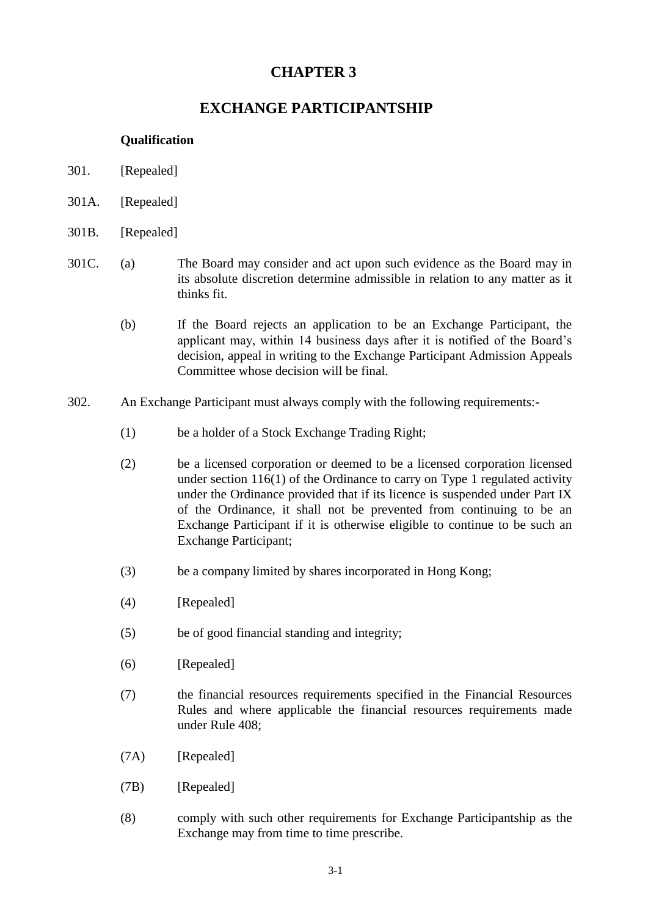# CHAPTER 3

# EXCHANGE PARTICIPANTSHIP

**Qualification**

301. [Repealed]

301A. [Repealed]

301B. [Repealed]

301C. (a) The Board may consider and act upon such evidence as the Board may in its absolute discretion determine admissible in relation to any matter as it thinks fit.

(b) If the Board rejects an application to be an Exchange Participant, the applicant may, within 14 business days after it is notified of the Board's decision, appeal in writing to the Exchange Participant Admission Appeals Committee whose decision will be final.

302. An Exchange Participant must always comply with the following requirements:-

(1) be a holder of a Stock Exchange Trading Right;

(2) be a licensed corporation or deemed to be a licensed corporation licensed under section 116(1) of the Ordinance to carry on Type 1 regulated activity under the Ordinance provided that if its licence is suspended under Part IX of the Ordinance, it shall not be prevented from continuing to be an Exchange Participant if it is otherwise eligible to continue to be such an Exchange Participant;

(3) be a company limited by shares incorporated in Hong Kong;

(4) [Repealed]

(5) be of good financial standing and integrity;

(6) [Repealed]

(7) the financial resources requirements specified in the Financial Resources Rules and where applicable the financial resources requirements made under Rule 408;

(7A) [Repealed]

(7B) [Repealed]

(8) comply with such other requirements for Exchange Participantship as the Exchange may from time to time prescribe.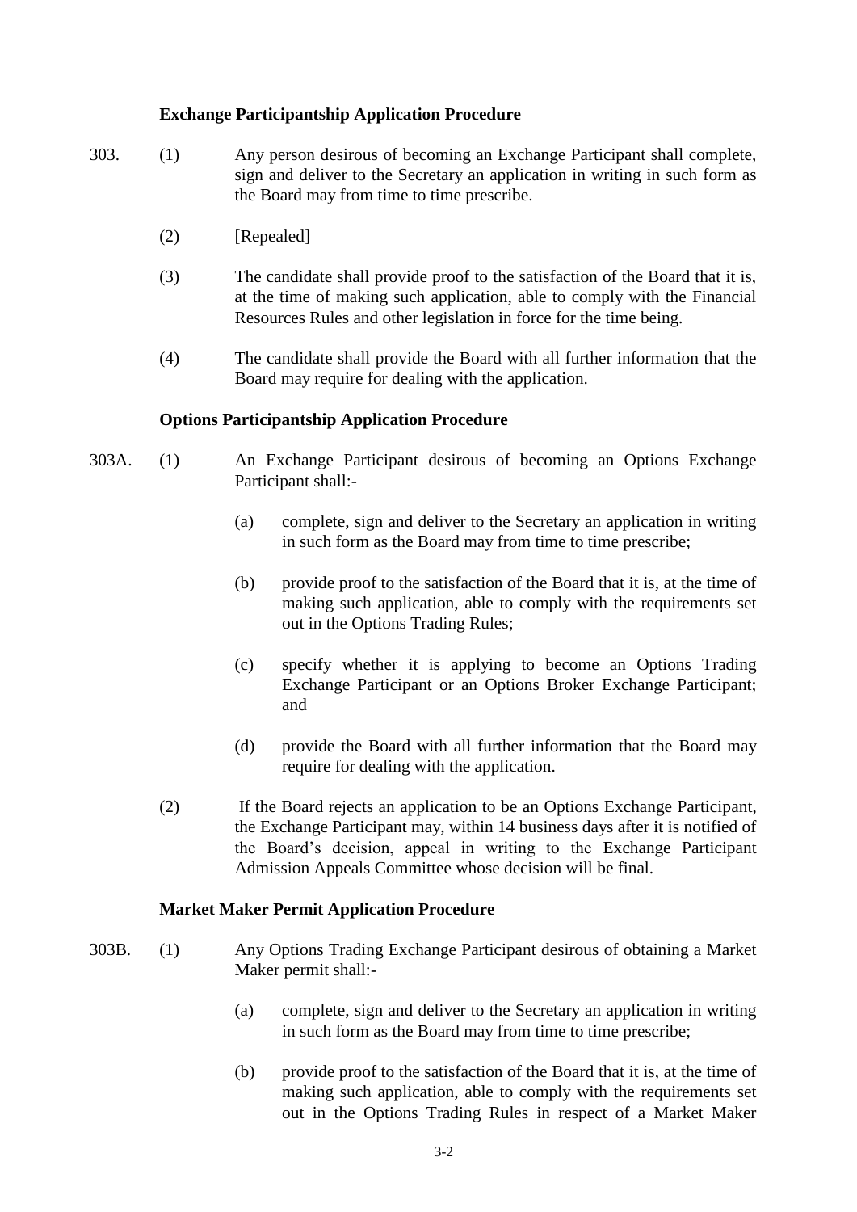### Exchange Participantship Application Procedure

303. (1) Any person desirous of becoming an Exchange Participant shall complete, sign and deliver to the Secretary an application in writing in such form as the Board may from time to time prescribe.

(2) [Repealed]

(3) The candidate shall provide proof to the satisfaction of the Board that it is, at the time of making such application, able to comply with the Financial Resources Rules and other legislation in force for the time being.

(4) The candidate shall provide the Board with all further information that the Board may require for dealing with the application.

### Options Participantship Application Procedure

303A. (1) An Exchange Participant desirous of becoming an Options Exchange Participant shall:-

(a) complete, sign and deliver to the Secretary an application in writing in such form as the Board may from time to time prescribe;

(b) provide proof to the satisfaction of the Board that it is, at the time of making such application, able to comply with the requirements set out in the Options Trading Rules;

(c) specify whether it is applying to become an Options Trading Exchange Participant or an Options Broker Exchange Participant; and

(d) provide the Board with all further information that the Board may require for dealing with the application.

(2) If the Board rejects an application to be an Options Exchange Participant, the Exchange Participant may, within 14 business days after it is notified of the Board's decision, appeal in writing to the Exchange Participant Admission Appeals Committee whose decision will be final.

### Market Maker Permit Application Procedure

303B. (1) Any Options Trading Exchange Participant desirous of obtaining a Market Maker permit shall:-

(a) complete, sign and deliver to the Secretary an application in writing in such form as the Board may from time to time prescribe;

(b) provide proof to the satisfaction of the Board that it is, at the time of making such application, able to comply with the requirements set out in the Options Trading Rules in respect of a Market Maker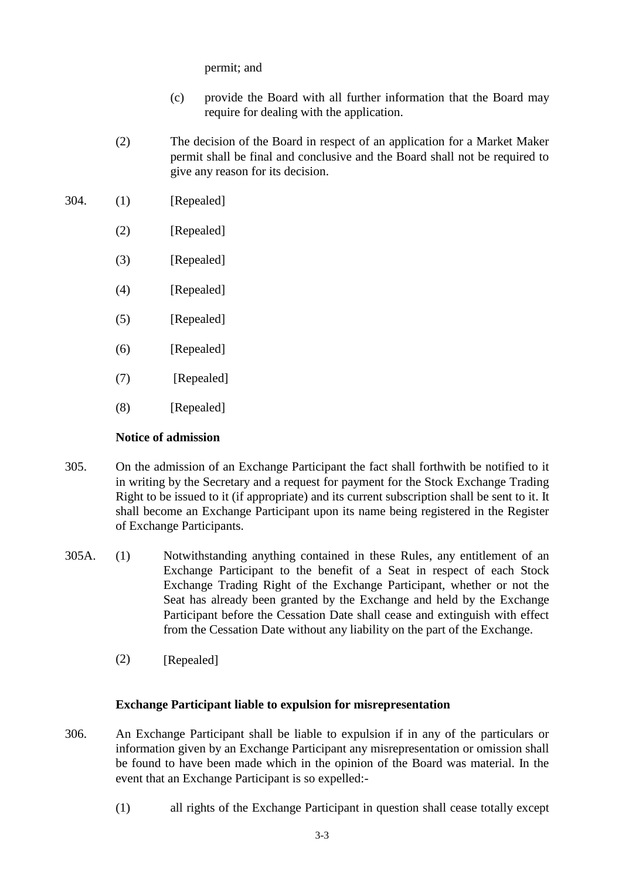permit; and

(c) provide the Board with all further information that the Board may require for dealing with the application.

(2) The decision of the Board in respect of an application for a Market Maker permit shall be final and conclusive and the Board shall not be required to give any reason for its decision.

304. (1) [Repealed]

(2) [Repealed]

(3) [Repealed]

(4) [Repealed]

(5) [Repealed]

(6) [Repealed]

(7) [Repealed]

(8) [Repealed]

**Notice of admission**

305. On the admission of an Exchange Participant the fact shall forthwith be notified to it in writing by the Secretary and a request for payment for the Stock Exchange Trading Right to be issued to it (if appropriate) and its current subscription shall be sent to it. It shall become an Exchange Participant upon its name being registered in the Register of Exchange Participants.

305A. (1) Notwithstanding anything contained in these Rules, any entitlement of an Exchange Participant to the benefit of a Seat in respect of each Stock Exchange Trading Right of the Exchange Participant, whether or not the Seat has already been granted by the Exchange and held by the Exchange Participant before the Cessation Date shall cease and extinguish with effect from the Cessation Date without any liability on the part of the Exchange.

(2) [Repealed]

**Exchange Participant liable to expulsion for misrepresentation**

306. An Exchange Participant shall be liable to expulsion if in any of the particulars or information given by an Exchange Participant any misrepresentation or omission shall be found to have been made which in the opinion of the Board was material. In the event that an Exchange Participant is so expelled:-

(1) all rights of the Exchange Participant in question shall cease totally except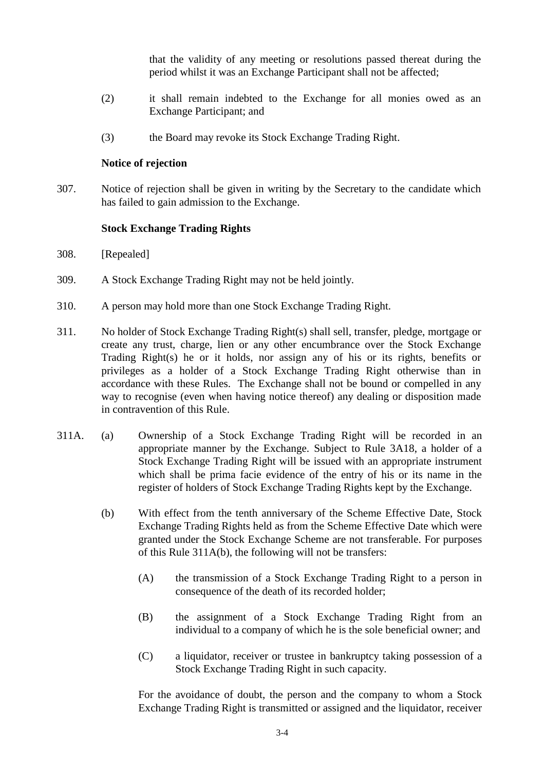that the validity of any meeting or resolutions passed thereat during the period whilst it was an Exchange Participant shall not be affected;

(2) it shall remain indebted to the Exchange for all monies owed as an Exchange Participant; and

(3) the Board may revoke its Stock Exchange Trading Right.

**Notice of rejection**

307. Notice of rejection shall be given in writing by the Secretary to the candidate which has failed to gain admission to the Exchange.

**Stock Exchange Trading Rights**

308. [Repealed]

309. A Stock Exchange Trading Right may not be held jointly.

310. A person may hold more than one Stock Exchange Trading Right.

311. No holder of Stock Exchange Trading Right(s) shall sell, transfer, pledge, mortgage or create any trust, charge, lien or any other encumbrance over the Stock Exchange Trading Right(s) he or it holds, nor assign any of his or its rights, benefits or privileges as a holder of a Stock Exchange Trading Right otherwise than in accordance with these Rules. The Exchange shall not be bound or compelled in any way to recognise (even when having notice thereof) any dealing or disposition made in contravention of this Rule.

311A. (a) Ownership of a Stock Exchange Trading Right will be recorded in an appropriate manner by the Exchange. Subject to Rule 3A18, a holder of a Stock Exchange Trading Right will be issued with an appropriate instrument which shall be prima facie evidence of the entry of his or its name in the register of holders of Stock Exchange Trading Rights kept by the Exchange.

(b) With effect from the tenth anniversary of the Scheme Effective Date, Stock Exchange Trading Rights held as from the Scheme Effective Date which were granted under the Stock Exchange Scheme are not transferable. For purposes of this Rule 311A(b), the following will not be transfers:

(A) the transmission of a Stock Exchange Trading Right to a person in consequence of the death of its recorded holder;

(B) the assignment of a Stock Exchange Trading Right from an individual to a company of which he is the sole beneficial owner; and

(C) a liquidator, receiver or trustee in bankruptcy taking possession of a Stock Exchange Trading Right in such capacity.

For the avoidance of doubt, the person and the company to whom a Stock Exchange Trading Right is transmitted or assigned and the liquidator, receiver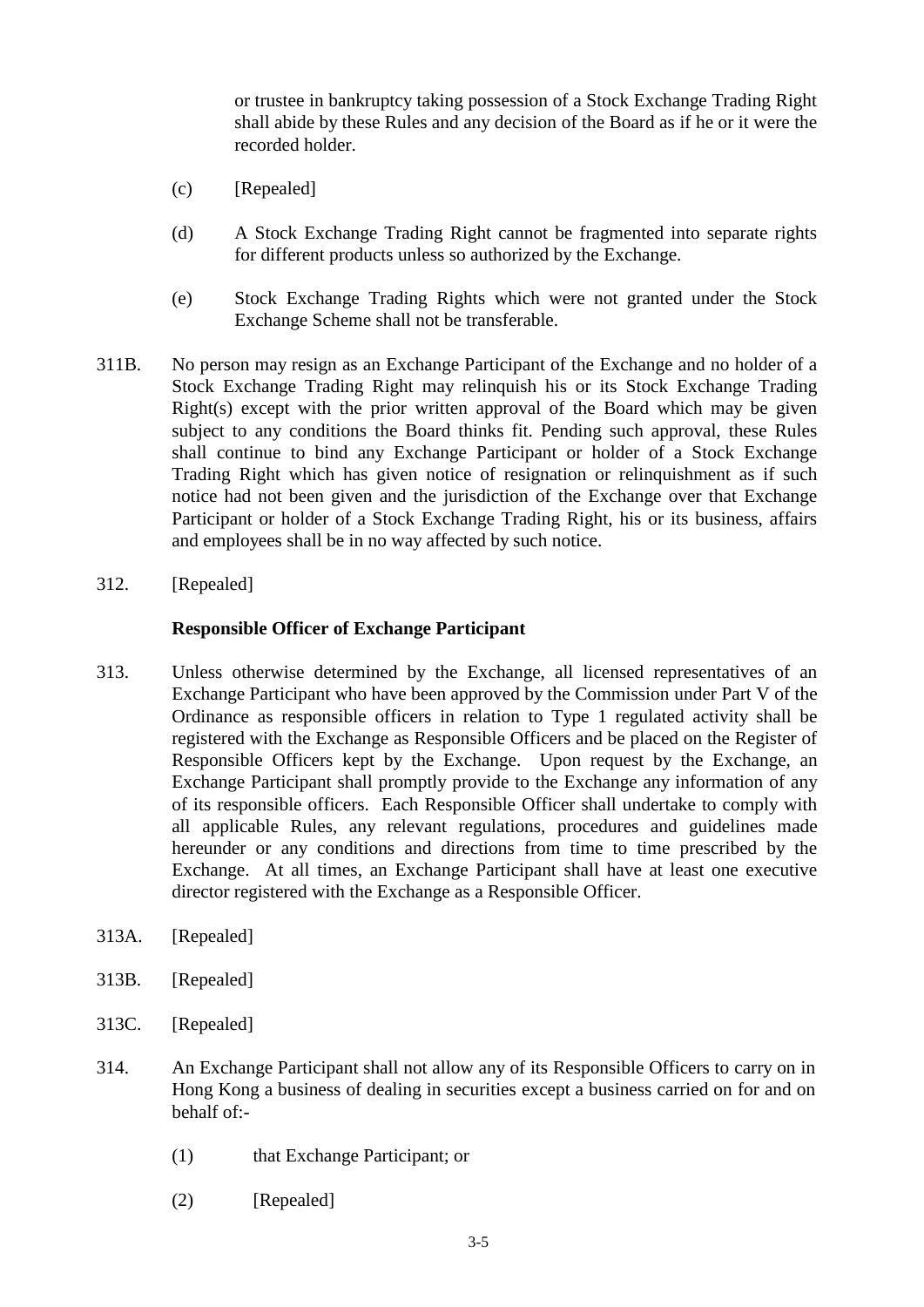or trustee in bankruptcy taking possession of a Stock Exchange Trading Right shall abide by these Rules and any decision of the Board as if he or it were the recorded holder.

(c) [Repealed]

(d) A Stock Exchange Trading Right cannot be fragmented into separate rights for different products unless so authorized by the Exchange.

(e) Stock Exchange Trading Rights which were not granted under the Stock Exchange Scheme shall not be transferable.

311B. No person may resign as an Exchange Participant of the Exchange and no holder of a Stock Exchange Trading Right may relinquish his or its Stock Exchange Trading Right(s) except with the prior written approval of the Board which may be given subject to any conditions the Board thinks fit. Pending such approval, these Rules shall continue to bind any Exchange Participant or holder of a Stock Exchange Trading Right which has given notice of resignation or relinquishment as if such notice had not been given and the jurisdiction of the Exchange over that Exchange Participant or holder of a Stock Exchange Trading Right, his or its business, affairs and employees shall be in no way affected by such notice.

312. [Repealed]

**Responsible Officer of Exchange Participant**

313. Unless otherwise determined by the Exchange, all licensed representatives of an Exchange Participant who have been approved by the Commission under Part V of the Ordinance as responsible officers in relation to Type 1 regulated activity shall be registered with the Exchange as Responsible Officers and be placed on the Register of Responsible Officers kept by the Exchange. Upon request by the Exchange, an Exchange Participant shall promptly provide to the Exchange any information of any of its responsible officers. Each Responsible Officer shall undertake to comply with all applicable Rules, any relevant regulations, procedures and guidelines made hereunder or any conditions and directions from time to time prescribed by the Exchange. At all times, an Exchange Participant shall have at least one executive director registered with the Exchange as a Responsible Officer.

313A. [Repealed]

313B. [Repealed]

313C. [Repealed]

314. An Exchange Participant shall not allow any of its Responsible Officers to carry on in Hong Kong a business of dealing in securities except a business carried on for and on behalf of:-

(1) that Exchange Participant; or

(2) [Repealed]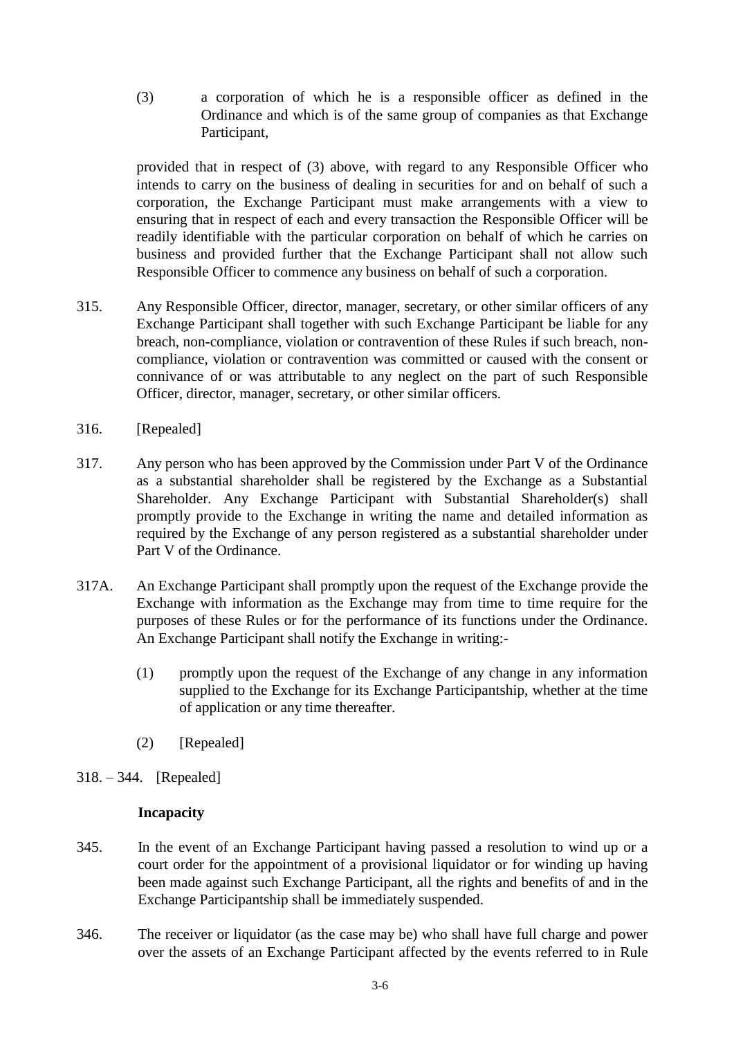(3) a corporation of which he is a responsible officer as defined in the Ordinance and which is of the same group of companies as that Exchange Participant,

provided that in respect of (3) above, with regard to any Responsible Officer who intends to carry on the business of dealing in securities for and on behalf of such a corporation, the Exchange Participant must make arrangements with a view to ensuring that in respect of each and every transaction the Responsible Officer will be readily identifiable with the particular corporation on behalf of which he carries on business and provided further that the Exchange Participant shall not allow such Responsible Officer to commence any business on behalf of such a corporation.

315. Any Responsible Officer, director, manager, secretary, or other similar officers of any Exchange Participant shall together with such Exchange Participant be liable for any breach, non-compliance, violation or contravention of these Rules if such breach, non-compliance, violation or contravention was committed or caused with the consent or connivance of or was attributable to any neglect on the part of such Responsible Officer, director, manager, secretary, or other similar officers.

316. [Repealed]

317. Any person who has been approved by the Commission under Part V of the Ordinance as a substantial shareholder shall be registered by the Exchange as a Substantial Shareholder. Any Exchange Participant with Substantial Shareholder(s) shall promptly provide to the Exchange in writing the name and detailed information as required by the Exchange of any person registered as a substantial shareholder under Part V of the Ordinance.

317A. An Exchange Participant shall promptly upon the request of the Exchange provide the Exchange with information as the Exchange may from time to time require for the purposes of these Rules or for the performance of its functions under the Ordinance. An Exchange Participant shall notify the Exchange in writing:-

(1) promptly upon the request of the Exchange of any change in any information supplied to the Exchange for its Exchange Participantship, whether at the time of application or any time thereafter.

(2) [Repealed]

318. – 344. [Repealed]

**Incapacity**

345. In the event of an Exchange Participant having passed a resolution to wind up or a court order for the appointment of a provisional liquidator or for winding up having been made against such Exchange Participant, all the rights and benefits of and in the Exchange Participantship shall be immediately suspended.

346. The receiver or liquidator (as the case may be) who shall have full charge and power over the assets of an Exchange Participant affected by the events referred to in Rule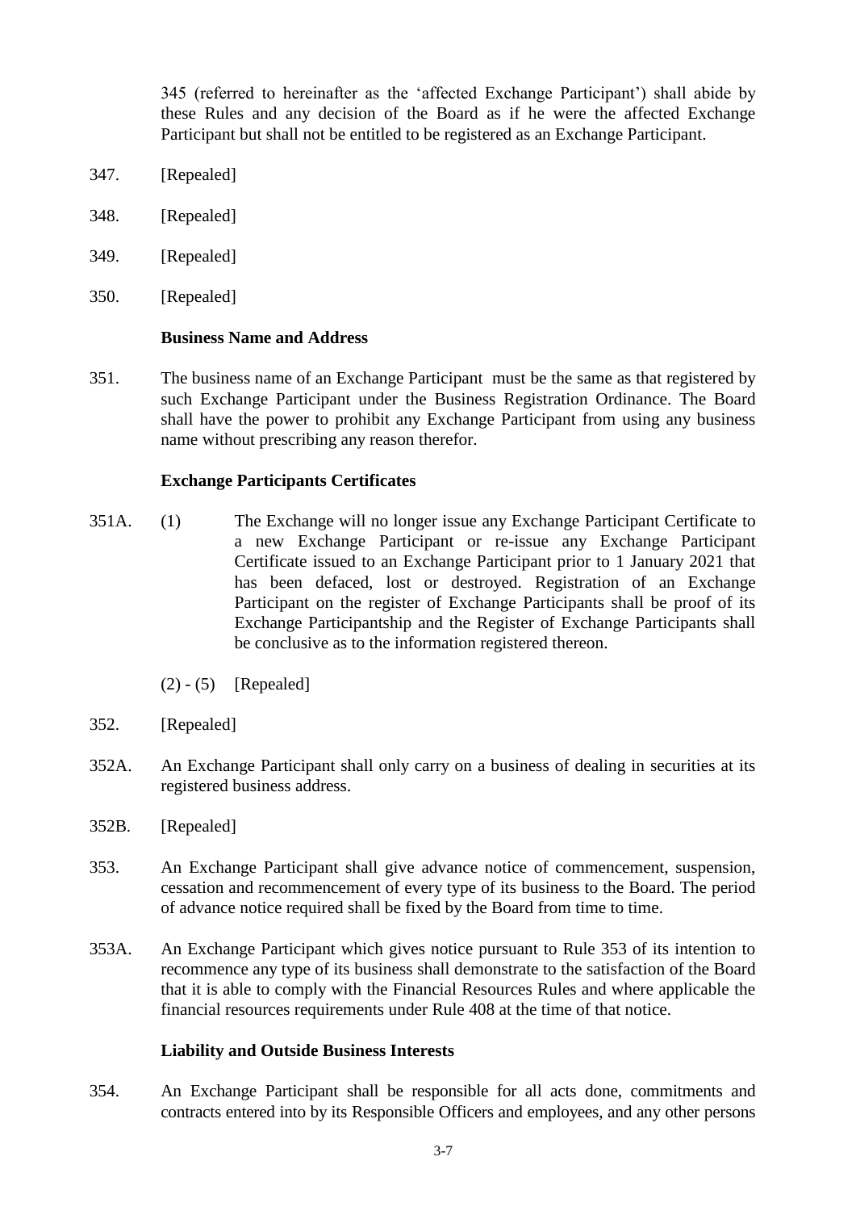345 (referred to hereinafter as the 'affected Exchange Participant') shall abide by these Rules and any decision of the Board as if he were the affected Exchange Participant but shall not be entitled to be registered as an Exchange Participant.

347. [Repealed]

348. [Repealed]

349. [Repealed]

350. [Repealed]

### Business Name and Address

351. The business name of an Exchange Participant must be the same as that registered by such Exchange Participant under the Business Registration Ordinance. The Board shall have the power to prohibit any Exchange Participant from using any business name without prescribing any reason therefor.

### Exchange Participants Certificates

351A. (1) The Exchange will no longer issue any Exchange Participant Certificate to a new Exchange Participant or re-issue any Exchange Participant Certificate issued to an Exchange Participant prior to 1 January 2021 that has been defaced, lost or destroyed. Registration of an Exchange Participant on the register of Exchange Participants shall be proof of its Exchange Participantship and the Register of Exchange Participants shall be conclusive as to the information registered thereon.

(2) - (5) [Repealed]

352. [Repealed]

352A. An Exchange Participant shall only carry on a business of dealing in securities at its registered business address.

352B. [Repealed]

353. An Exchange Participant shall give advance notice of commencement, suspension, cessation and recommencement of every type of its business to the Board. The period of advance notice required shall be fixed by the Board from time to time.

353A. An Exchange Participant which gives notice pursuant to Rule 353 of its intention to recommence any type of its business shall demonstrate to the satisfaction of the Board that it is able to comply with the Financial Resources Rules and where applicable the financial resources requirements under Rule 408 at the time of that notice.

### Liability and Outside Business Interests

354. An Exchange Participant shall be responsible for all acts done, commitments and contracts entered into by its Responsible Officers and employees, and any other persons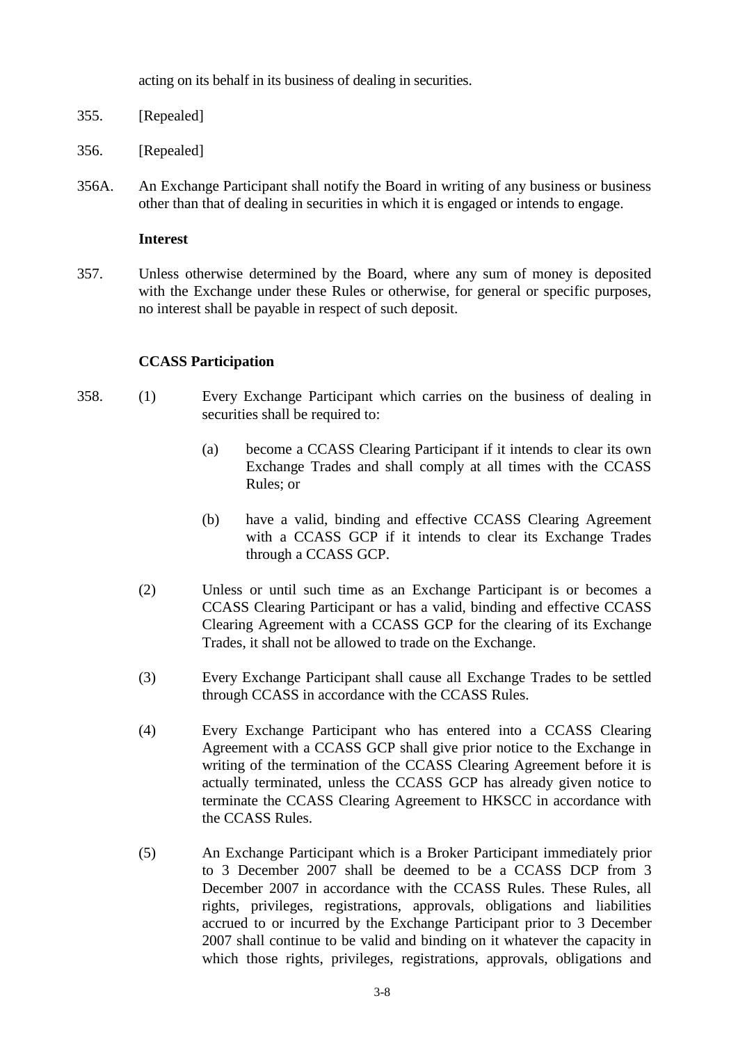acting on its behalf in its business of dealing in securities.

355. [Repealed]

356. [Repealed]

356A. An Exchange Participant shall notify the Board in writing of any business or business other than that of dealing in securities in which it is engaged or intends to engage.

**Interest**

357. Unless otherwise determined by the Board, where any sum of money is deposited with the Exchange under these Rules or otherwise, for general or specific purposes, no interest shall be payable in respect of such deposit.

**CCASS Participation**

358. (1) Every Exchange Participant which carries on the business of dealing in securities shall be required to:

(a) become a CCASS Clearing Participant if it intends to clear its own Exchange Trades and shall comply at all times with the CCASS Rules; or

(b) have a valid, binding and effective CCASS Clearing Agreement with a CCASS GCP if it intends to clear its Exchange Trades through a CCASS GCP.

(2) Unless or until such time as an Exchange Participant is or becomes a CCASS Clearing Participant or has a valid, binding and effective CCASS Clearing Agreement with a CCASS GCP for the clearing of its Exchange Trades, it shall not be allowed to trade on the Exchange.

(3) Every Exchange Participant shall cause all Exchange Trades to be settled through CCASS in accordance with the CCASS Rules.

(4) Every Exchange Participant who has entered into a CCASS Clearing Agreement with a CCASS GCP shall give prior notice to the Exchange in writing of the termination of the CCASS Clearing Agreement before it is actually terminated, unless the CCASS GCP has already given notice to terminate the CCASS Clearing Agreement to HKSCC in accordance with the CCASS Rules.

(5) An Exchange Participant which is a Broker Participant immediately prior to 3 December 2007 shall be deemed to be a CCASS DCP from 3 December 2007 in accordance with the CCASS Rules. These Rules, all rights, privileges, registrations, approvals, obligations and liabilities accrued to or incurred by the Exchange Participant prior to 3 December 2007 shall continue to be valid and binding on it whatever the capacity in which those rights, privileges, registrations, approvals, obligations and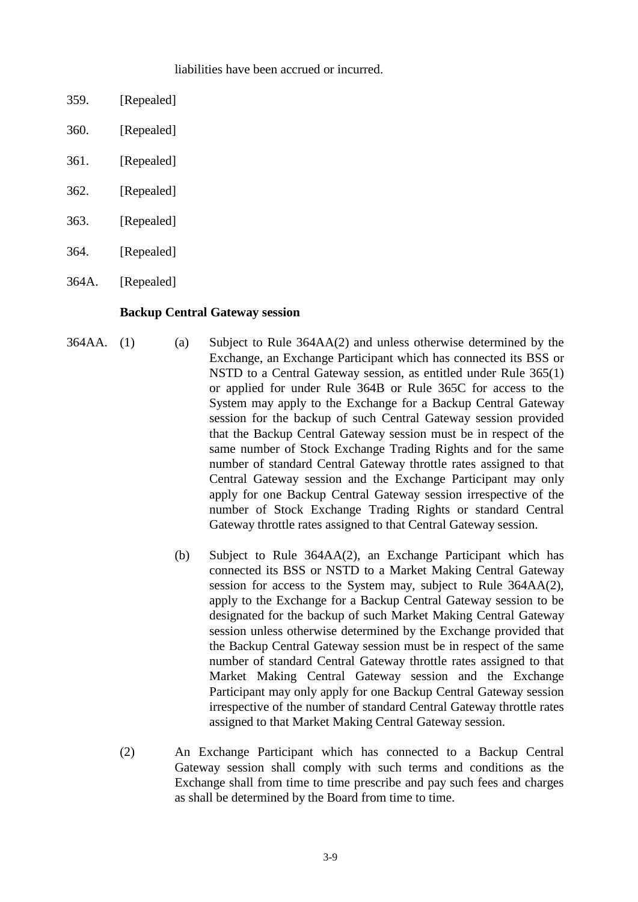liabilities have been accrued or incurred.

359. [Repealed]

360. [Repealed]

361. [Repealed]

362. [Repealed]

363. [Repealed]

364. [Repealed]

364A. [Repealed]

**Backup Central Gateway session**

364AA. (1) (a) Subject to Rule 364AA(2) and unless otherwise determined by the Exchange, an Exchange Participant which has connected its BSS or NSTD to a Central Gateway session, as entitled under Rule 365(1) or applied for under Rule 364B or Rule 365C for access to the System may apply to the Exchange for a Backup Central Gateway session for the backup of such Central Gateway session provided that the Backup Central Gateway session must be in respect of the same number of Stock Exchange Trading Rights and for the same number of standard Central Gateway throttle rates assigned to that Central Gateway session and the Exchange Participant may only apply for one Backup Central Gateway session irrespective of the number of Stock Exchange Trading Rights or standard Central Gateway throttle rates assigned to that Central Gateway session.

(b) Subject to Rule 364AA(2), an Exchange Participant which has connected its BSS or NSTD to a Market Making Central Gateway session for access to the System may, subject to Rule 364AA(2), apply to the Exchange for a Backup Central Gateway session to be designated for the backup of such Market Making Central Gateway session unless otherwise determined by the Exchange provided that the Backup Central Gateway session must be in respect of the same number of standard Central Gateway throttle rates assigned to that Market Making Central Gateway session and the Exchange Participant may only apply for one Backup Central Gateway session irrespective of the number of standard Central Gateway throttle rates assigned to that Market Making Central Gateway session.

(2) An Exchange Participant which has connected to a Backup Central Gateway session shall comply with such terms and conditions as the Exchange shall from time to time prescribe and pay such fees and charges as shall be determined by the Board from time to time.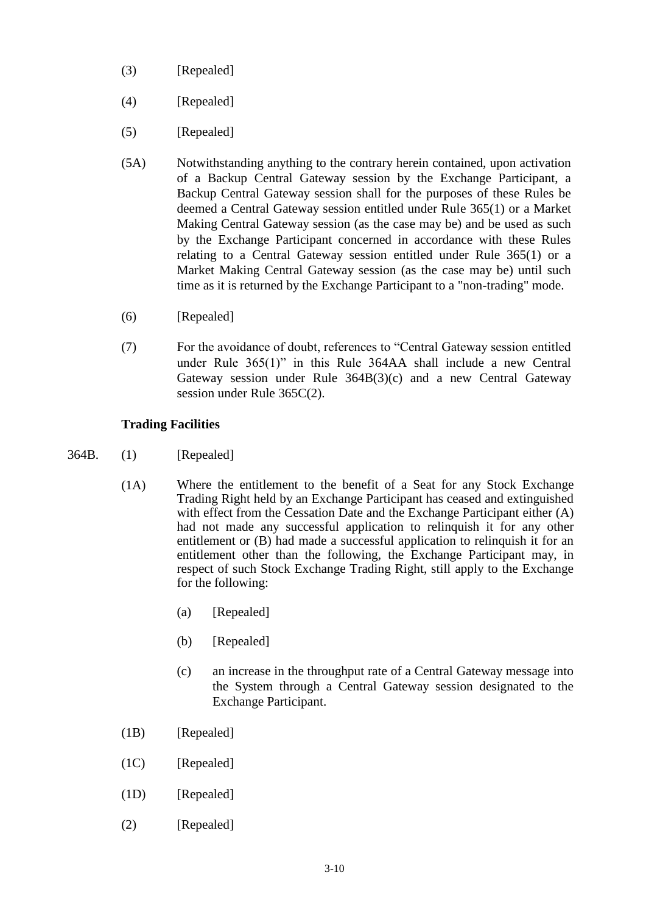(3) [Repealed]

(4) [Repealed]

(5) [Repealed]

(5A) Notwithstanding anything to the contrary herein contained, upon activation of a Backup Central Gateway session by the Exchange Participant, a Backup Central Gateway session shall for the purposes of these Rules be deemed a Central Gateway session entitled under Rule 365(1) or a Market Making Central Gateway session (as the case may be) and be used as such by the Exchange Participant concerned in accordance with these Rules relating to a Central Gateway session entitled under Rule 365(1) or a Market Making Central Gateway session (as the case may be) until such time as it is returned by the Exchange Participant to a "non-trading" mode.

(6) [Repealed]

(7) For the avoidance of doubt, references to "Central Gateway session entitled under Rule 365(1)" in this Rule 364AA shall include a new Central Gateway session under Rule 364B(3)(c) and a new Central Gateway session under Rule 365C(2).

**Trading Facilities**

364B. (1) [Repealed]

(1A) Where the entitlement to the benefit of a Seat for any Stock Exchange Trading Right held by an Exchange Participant has ceased and extinguished with effect from the Cessation Date and the Exchange Participant either (A) had not made any successful application to relinquish it for any other entitlement or (B) had made a successful application to relinquish it for an entitlement other than the following, the Exchange Participant may, in respect of such Stock Exchange Trading Right, still apply to the Exchange for the following:

(a) [Repealed]

(b) [Repealed]

(c) an increase in the throughput rate of a Central Gateway message into the System through a Central Gateway session designated to the Exchange Participant.

(1B) [Repealed]

(1C) [Repealed]

(1D) [Repealed]

(2) [Repealed]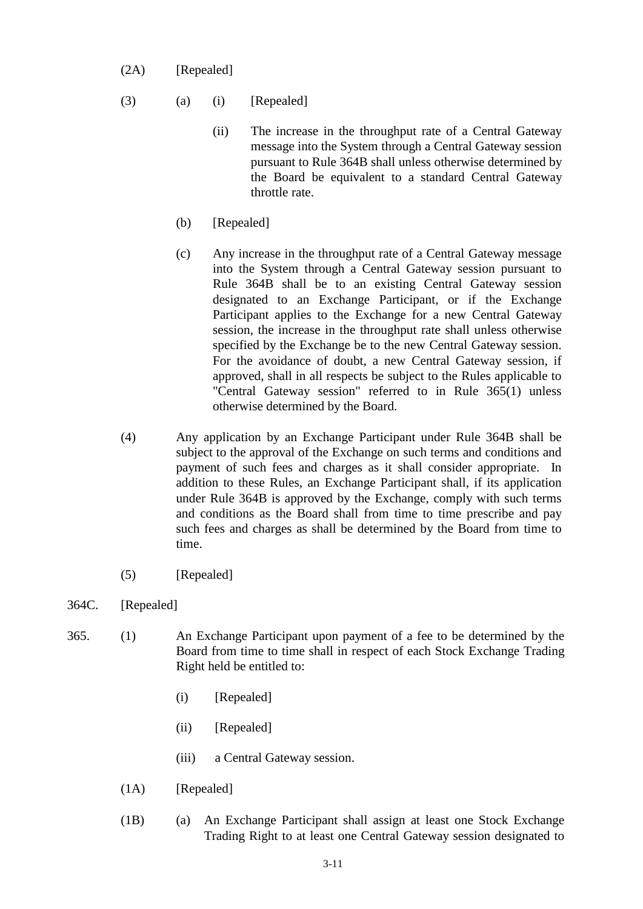(2A) [Repealed]

(3) (a) (i) [Repealed]

(ii) The increase in the throughput rate of a Central Gateway message into the System through a Central Gateway session pursuant to Rule 364B shall unless otherwise determined by the Board be equivalent to a standard Central Gateway throttle rate.

(b) [Repealed]

(c) Any increase in the throughput rate of a Central Gateway message into the System through a Central Gateway session pursuant to Rule 364B shall be to an existing Central Gateway session designated to an Exchange Participant, or if the Exchange Participant applies to the Exchange for a new Central Gateway session, the increase in the throughput rate shall unless otherwise specified by the Exchange be to the new Central Gateway session. For the avoidance of doubt, a new Central Gateway session, if approved, shall in all respects be subject to the Rules applicable to "Central Gateway session" referred to in Rule 365(1) unless otherwise determined by the Board.

(4) Any application by an Exchange Participant under Rule 364B shall be subject to the approval of the Exchange on such terms and conditions and payment of such fees and charges as it shall consider appropriate. In addition to these Rules, an Exchange Participant shall, if its application under Rule 364B is approved by the Exchange, comply with such terms and conditions as the Board shall from time to time prescribe and pay such fees and charges as shall be determined by the Board from time to time.

(5) [Repealed]

364C. [Repealed]

365. (1) An Exchange Participant upon payment of a fee to be determined by the Board from time to time shall in respect of each Stock Exchange Trading Right held be entitled to:

(i) [Repealed]

(ii) [Repealed]

(iii) a Central Gateway session.

(1A) [Repealed]

(1B) (a) An Exchange Participant shall assign at least one Stock Exchange Trading Right to at least one Central Gateway session designated to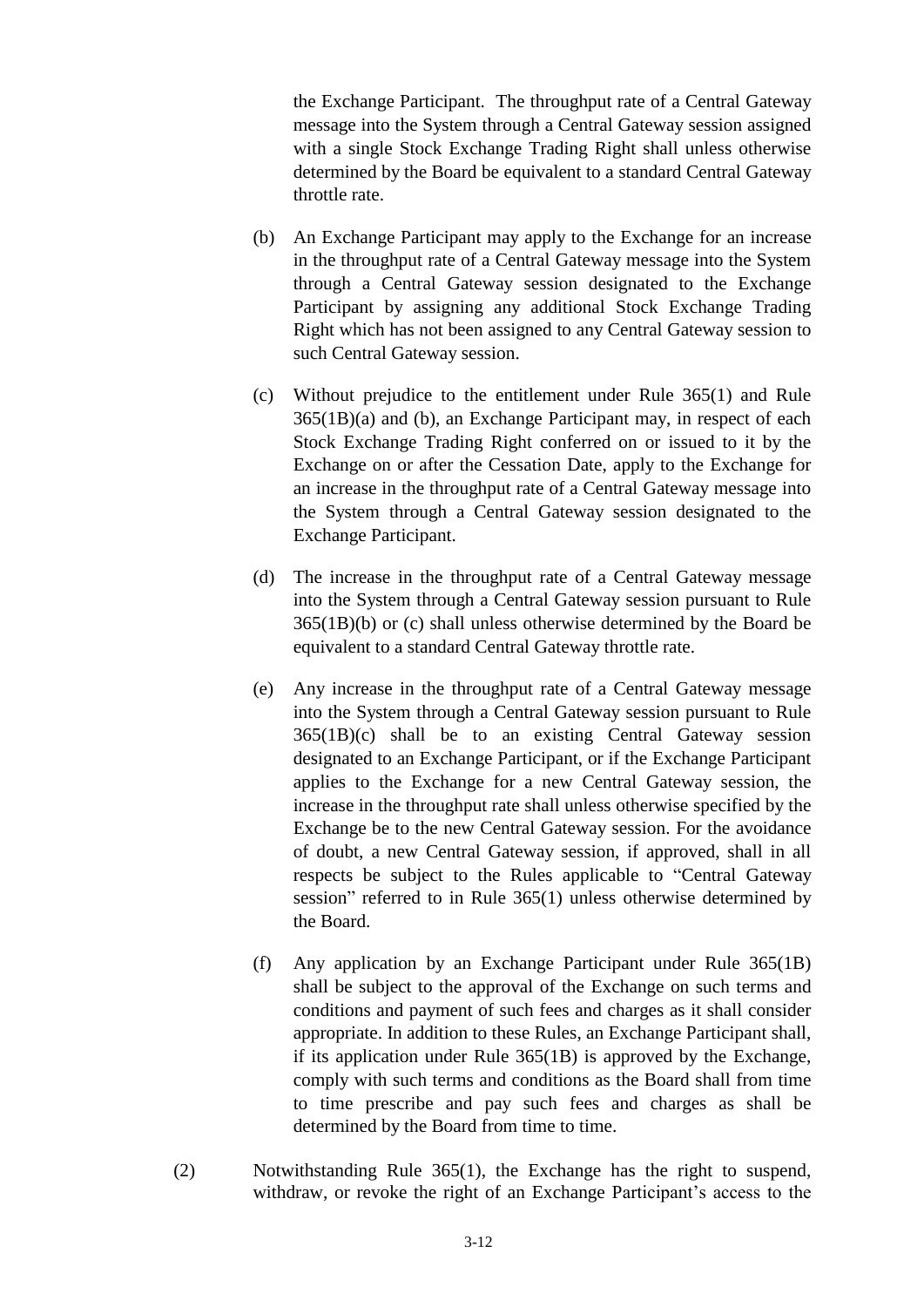the Exchange Participant. The throughput rate of a Central Gateway message into the System through a Central Gateway session assigned with a single Stock Exchange Trading Right shall unless otherwise determined by the Board be equivalent to a standard Central Gateway throttle rate.

(b) An Exchange Participant may apply to the Exchange for an increase in the throughput rate of a Central Gateway message into the System through a Central Gateway session designated to the Exchange Participant by assigning any additional Stock Exchange Trading Right which has not been assigned to any Central Gateway session to such Central Gateway session.

(c) Without prejudice to the entitlement under Rule 365(1) and Rule 365(1B)(a) and (b), an Exchange Participant may, in respect of each Stock Exchange Trading Right conferred on or issued to it by the Exchange on or after the Cessation Date, apply to the Exchange for an increase in the throughput rate of a Central Gateway message into the System through a Central Gateway session designated to the Exchange Participant.

(d) The increase in the throughput rate of a Central Gateway message into the System through a Central Gateway session pursuant to Rule 365(1B)(b) or (c) shall unless otherwise determined by the Board be equivalent to a standard Central Gateway throttle rate.

(e) Any increase in the throughput rate of a Central Gateway message into the System through a Central Gateway session pursuant to Rule 365(1B)(c) shall be to an existing Central Gateway session designated to an Exchange Participant, or if the Exchange Participant applies to the Exchange for a new Central Gateway session, the increase in the throughput rate shall unless otherwise specified by the Exchange be to the new Central Gateway session. For the avoidance of doubt, a new Central Gateway session, if approved, shall in all respects be subject to the Rules applicable to "Central Gateway session" referred to in Rule 365(1) unless otherwise determined by the Board.

(f) Any application by an Exchange Participant under Rule 365(1B) shall be subject to the approval of the Exchange on such terms and conditions and payment of such fees and charges as it shall consider appropriate. In addition to these Rules, an Exchange Participant shall, if its application under Rule 365(1B) is approved by the Exchange, comply with such terms and conditions as the Board shall from time to time prescribe and pay such fees and charges as shall be determined by the Board from time to time.

(2) Notwithstanding Rule 365(1), the Exchange has the right to suspend, withdraw, or revoke the right of an Exchange Participant's access to the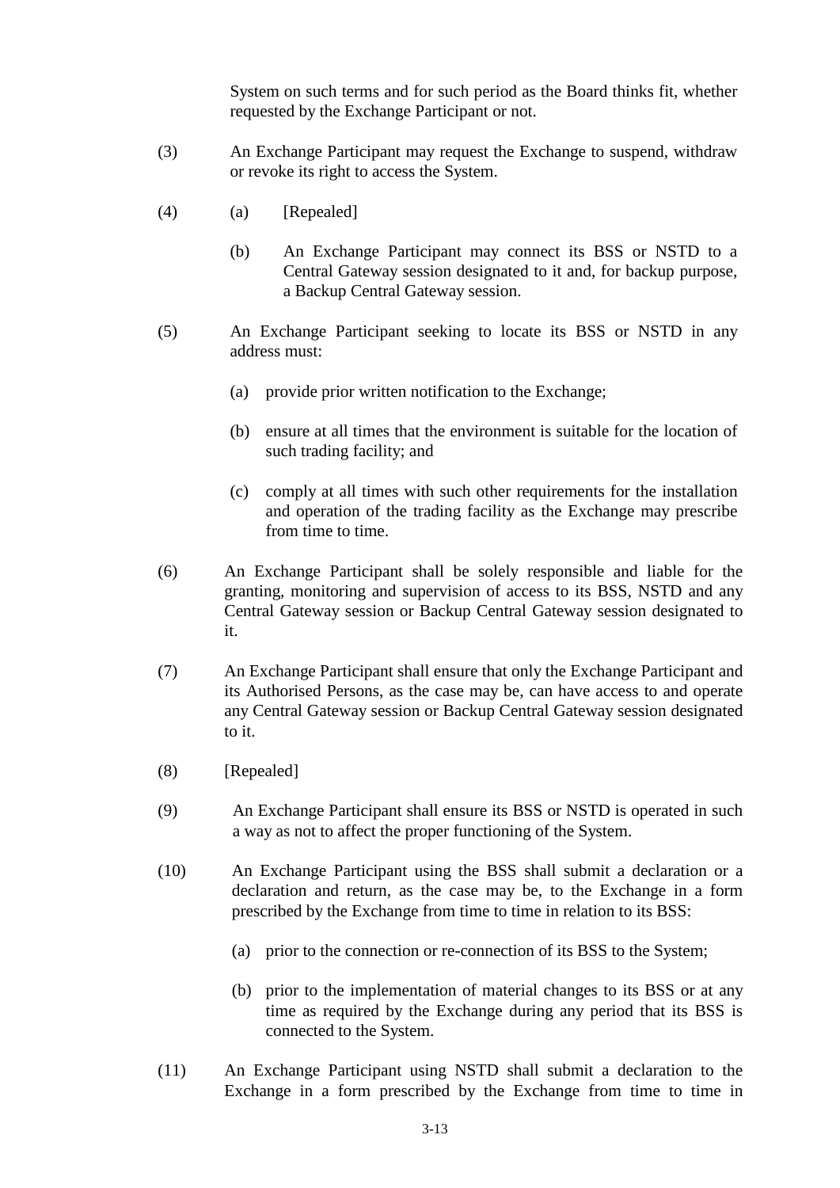System on such terms and for such period as the Board thinks fit, whether requested by the Exchange Participant or not.

(3) An Exchange Participant may request the Exchange to suspend, withdraw or revoke its right to access the System.

(4) (a) [Repealed]

(b) An Exchange Participant may connect its BSS or NSTD to a Central Gateway session designated to it and, for backup purpose, a Backup Central Gateway session.

(5) An Exchange Participant seeking to locate its BSS or NSTD in any address must:

(a) provide prior written notification to the Exchange;

(b) ensure at all times that the environment is suitable for the location of such trading facility; and

(c) comply at all times with such other requirements for the installation and operation of the trading facility as the Exchange may prescribe from time to time.

(6) An Exchange Participant shall be solely responsible and liable for the granting, monitoring and supervision of access to its BSS, NSTD and any Central Gateway session or Backup Central Gateway session designated to it.

(7) An Exchange Participant shall ensure that only the Exchange Participant and its Authorised Persons, as the case may be, can have access to and operate any Central Gateway session or Backup Central Gateway session designated to it.

(8) [Repealed]

(9) An Exchange Participant shall ensure its BSS or NSTD is operated in such a way as not to affect the proper functioning of the System.

(10) An Exchange Participant using the BSS shall submit a declaration or a declaration and return, as the case may be, to the Exchange in a form prescribed by the Exchange from time to time in relation to its BSS:

(a) prior to the connection or re-connection of its BSS to the System;

(b) prior to the implementation of material changes to its BSS or at any time as required by the Exchange during any period that its BSS is connected to the System.

(11) An Exchange Participant using NSTD shall submit a declaration to the Exchange in a form prescribed by the Exchange from time to time in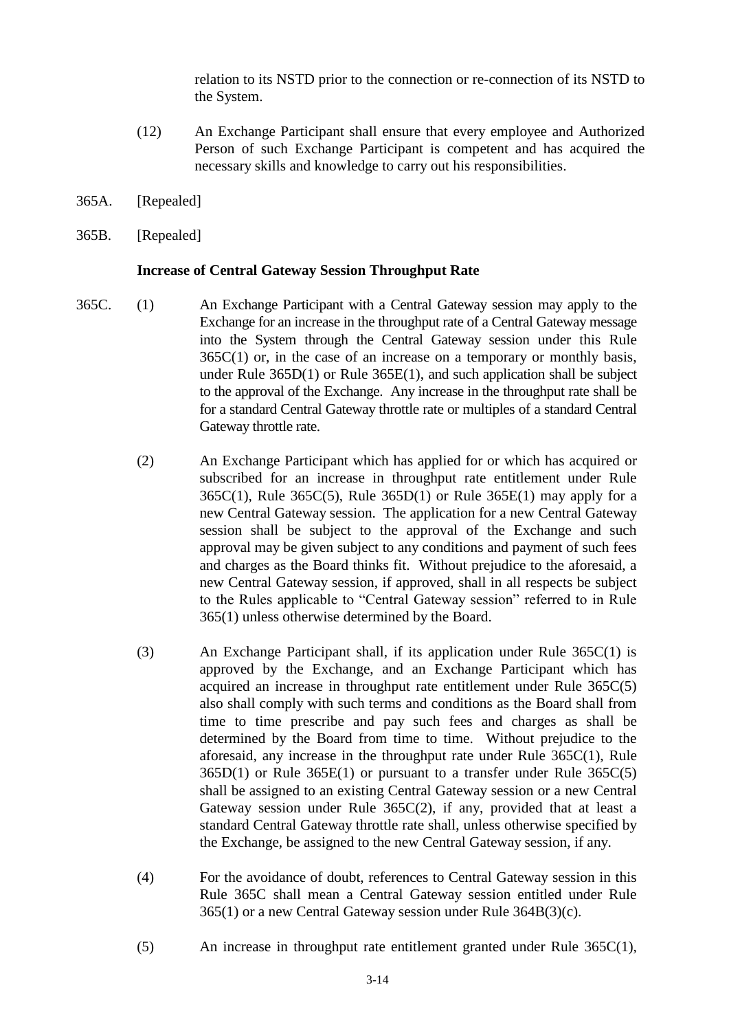relation to its NSTD prior to the connection or re-connection of its NSTD to the System.

(12) An Exchange Participant shall ensure that every employee and Authorized Person of such Exchange Participant is competent and has acquired the necessary skills and knowledge to carry out his responsibilities.

365A. [Repealed]

365B. [Repealed]

**Increase of Central Gateway Session Throughput Rate**

365C. (1) An Exchange Participant with a Central Gateway session may apply to the Exchange for an increase in the throughput rate of a Central Gateway message into the System through the Central Gateway session under this Rule 365C(1) or, in the case of an increase on a temporary or monthly basis, under Rule 365D(1) or Rule 365E(1), and such application shall be subject to the approval of the Exchange. Any increase in the throughput rate shall be for a standard Central Gateway throttle rate or multiples of a standard Central Gateway throttle rate.

(2) An Exchange Participant which has applied for or which has acquired or subscribed for an increase in throughput rate entitlement under Rule 365C(1), Rule 365C(5), Rule 365D(1) or Rule 365E(1) may apply for a new Central Gateway session. The application for a new Central Gateway session shall be subject to the approval of the Exchange and such approval may be given subject to any conditions and payment of such fees and charges as the Board thinks fit. Without prejudice to the aforesaid, a new Central Gateway session, if approved, shall in all respects be subject to the Rules applicable to "Central Gateway session" referred to in Rule 365(1) unless otherwise determined by the Board.

(3) An Exchange Participant shall, if its application under Rule 365C(1) is approved by the Exchange, and an Exchange Participant which has acquired an increase in throughput rate entitlement under Rule 365C(5) also shall comply with such terms and conditions as the Board shall from time to time prescribe and pay such fees and charges as shall be determined by the Board from time to time. Without prejudice to the aforesaid, any increase in the throughput rate under Rule 365C(1), Rule 365D(1) or Rule 365E(1) or pursuant to a transfer under Rule 365C(5) shall be assigned to an existing Central Gateway session or a new Central Gateway session under Rule 365C(2), if any, provided that at least a standard Central Gateway throttle rate shall, unless otherwise specified by the Exchange, be assigned to the new Central Gateway session, if any.

(4) For the avoidance of doubt, references to Central Gateway session in this Rule 365C shall mean a Central Gateway session entitled under Rule 365(1) or a new Central Gateway session under Rule 364B(3)(c).

(5) An increase in throughput rate entitlement granted under Rule 365C(1),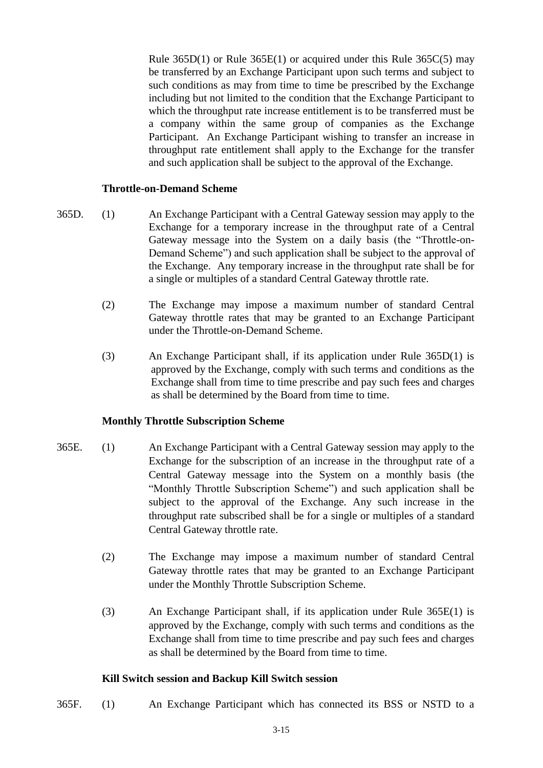Rule 365D(1) or Rule 365E(1) or acquired under this Rule 365C(5) may be transferred by an Exchange Participant upon such terms and subject to such conditions as may from time to time be prescribed by the Exchange including but not limited to the condition that the Exchange Participant to which the throughput rate increase entitlement is to be transferred must be a company within the same group of companies as the Exchange Participant. An Exchange Participant wishing to transfer an increase in throughput rate entitlement shall apply to the Exchange for the transfer and such application shall be subject to the approval of the Exchange.

**Throttle-on-Demand Scheme**

365D. (1) An Exchange Participant with a Central Gateway session may apply to the Exchange for a temporary increase in the throughput rate of a Central Gateway message into the System on a daily basis (the "Throttle-on-Demand Scheme") and such application shall be subject to the approval of the Exchange. Any temporary increase in the throughput rate shall be for a single or multiples of a standard Central Gateway throttle rate.

(2) The Exchange may impose a maximum number of standard Central Gateway throttle rates that may be granted to an Exchange Participant under the Throttle-on-Demand Scheme.

(3) An Exchange Participant shall, if its application under Rule 365D(1) is approved by the Exchange, comply with such terms and conditions as the Exchange shall from time to time prescribe and pay such fees and charges as shall be determined by the Board from time to time.

**Monthly Throttle Subscription Scheme**

365E. (1) An Exchange Participant with a Central Gateway session may apply to the Exchange for the subscription of an increase in the throughput rate of a Central Gateway message into the System on a monthly basis (the "Monthly Throttle Subscription Scheme") and such application shall be subject to the approval of the Exchange. Any such increase in the throughput rate subscribed shall be for a single or multiples of a standard Central Gateway throttle rate.

(2) The Exchange may impose a maximum number of standard Central Gateway throttle rates that may be granted to an Exchange Participant under the Monthly Throttle Subscription Scheme.

(3) An Exchange Participant shall, if its application under Rule 365E(1) is approved by the Exchange, comply with such terms and conditions as the Exchange shall from time to time prescribe and pay such fees and charges as shall be determined by the Board from time to time.

**Kill Switch session and Backup Kill Switch session**

365F. (1) An Exchange Participant which has connected its BSS or NSTD to a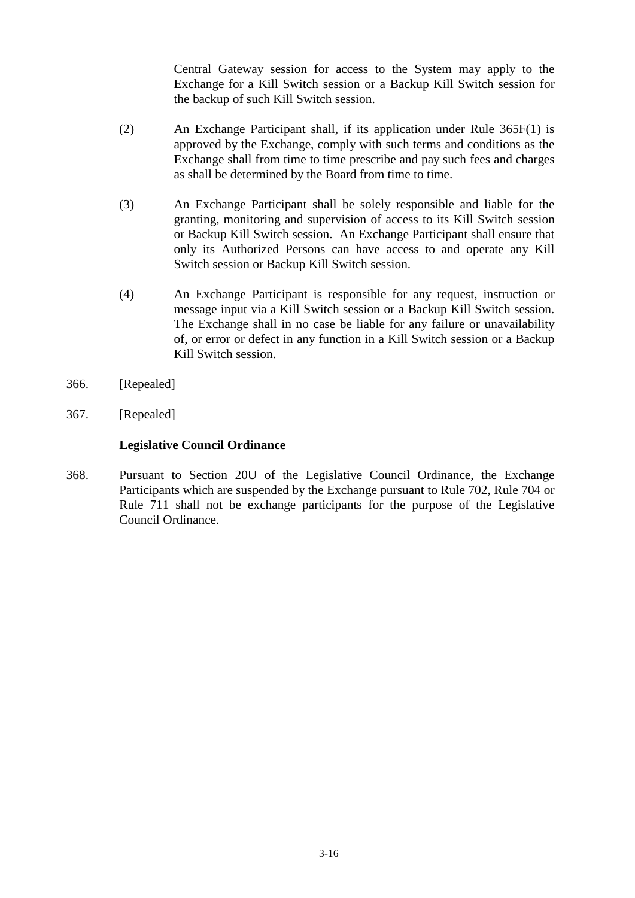Central Gateway session for access to the System may apply to the Exchange for a Kill Switch session or a Backup Kill Switch session for the backup of such Kill Switch session.

(2) An Exchange Participant shall, if its application under Rule 365F(1) is approved by the Exchange, comply with such terms and conditions as the Exchange shall from time to time prescribe and pay such fees and charges as shall be determined by the Board from time to time.

(3) An Exchange Participant shall be solely responsible and liable for the granting, monitoring and supervision of access to its Kill Switch session or Backup Kill Switch session. An Exchange Participant shall ensure that only its Authorized Persons can have access to and operate any Kill Switch session or Backup Kill Switch session.

(4) An Exchange Participant is responsible for any request, instruction or message input via a Kill Switch session or a Backup Kill Switch session. The Exchange shall in no case be liable for any failure or unavailability of, or error or defect in any function in a Kill Switch session or a Backup Kill Switch session.

366. [Repealed]

367. [Repealed]

**Legislative Council Ordinance**

368. Pursuant to Section 20U of the Legislative Council Ordinance, the Exchange Participants which are suspended by the Exchange pursuant to Rule 702, Rule 704 or Rule 711 shall not be exchange participants for the purpose of the Legislative Council Ordinance.